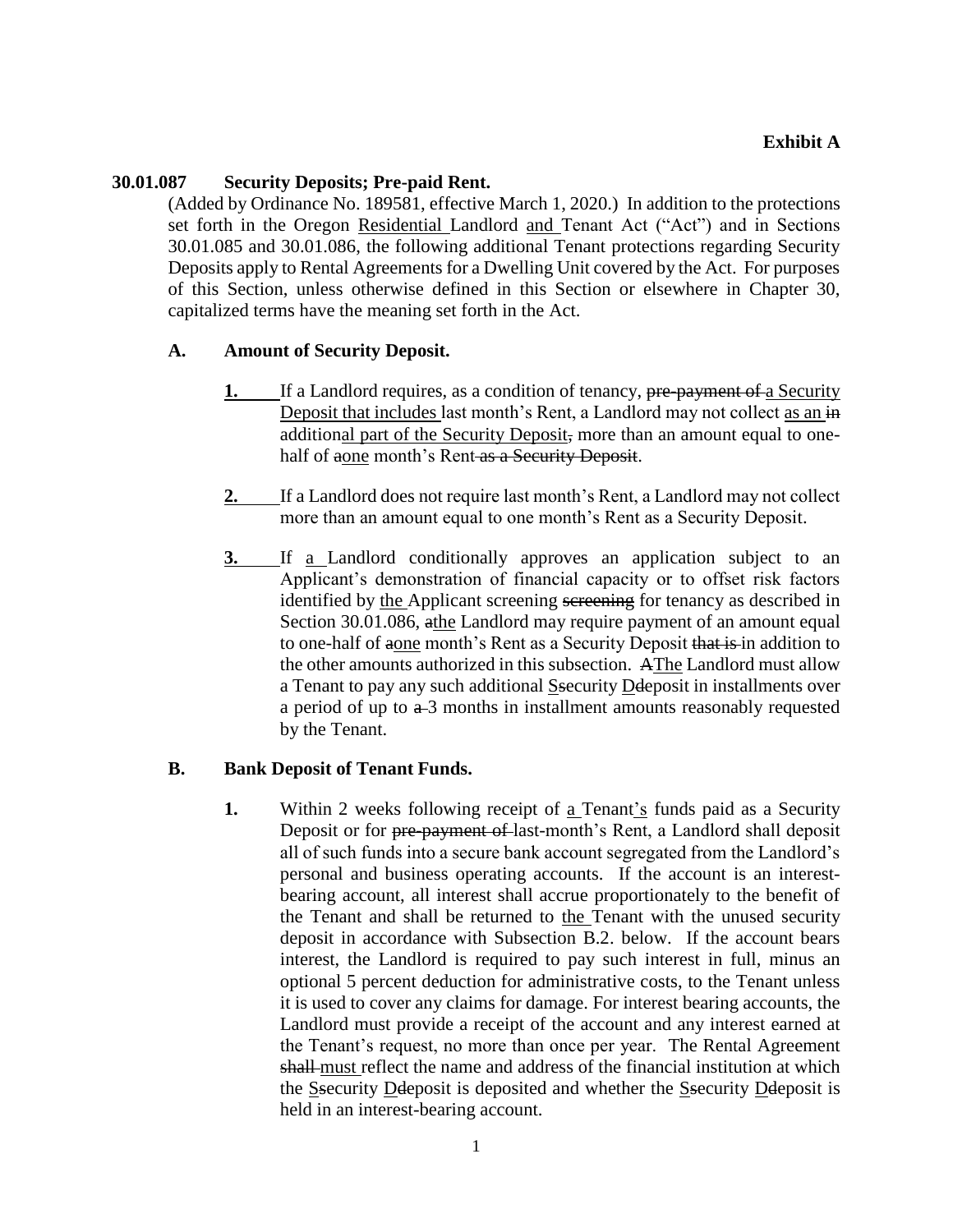**Exhibit A**

### 30.01.087 Security Deposits; Pre-paid Rent.

(Added by Ordinance No. 189581, effective March 1, 2020.) In addition to the protections set forth in the Oregon <u>Residential</u> Landlord <u>and</u> Tenant Act ("Act") and in Sections 30.01.085 and 30.01.086, the following additional Tenant protections regarding Security Deposits apply to Rental Agreements for a Dwelling Unit covered by the Act. For purposes of this Section, unless otherwise defined in this Section or elsewhere in Chapter 30, capitalized terms have the meaning set forth in the Act.

#### A. Amount of Security Deposit.

**<u>1.</u>** If a Landlord requires, as a condition of tenancy, ~~pre-payment of~~ <u>a Security Deposit that includes</u> last month's Rent, a Landlord may not collect <u>as an</u> ~~in~~ additiona<u>l part of the Security Deposit</u>~~,~~ more than an amount equal to one-half of ~~a~~<u>one</u> month's Rent ~~as a Security Deposit~~.

**<u>2.</u>** If a Landlord does not require last month's Rent, a Landlord may not collect more than an amount equal to one month's Rent as a Security Deposit.

**<u>3.</u>** If <u>a</u> Landlord conditionally approves an application subject to an Applicant's demonstration of financial capacity or to offset risk factors identified by <u>the</u> Applicant screening ~~screening~~ for tenancy as described in Section 30.01.086, ~~a~~<u>the</u> Landlord may require payment of an amount equal to one-half of ~~a~~<u>one</u> month's Rent as a Security Deposit ~~that is~~ in addition to the other amounts authorized in this subsection. ~~A~~<u>The</u> Landlord must allow a Tenant to pay any such additional <u>S</u>~~s~~ecurity <u>D</u>~~d~~eposit in installments over a period of up to ~~a~~ 3 months in installment amounts reasonably requested by the Tenant.

#### B. Bank Deposit of Tenant Funds.

**1.** Within 2 weeks following receipt of <u>a</u> Tenant<u>'s</u> funds paid as a Security Deposit or for ~~pre-payment of~~ last-month's Rent, a Landlord shall deposit all of such funds into a secure bank account segregated from the Landlord's personal and business operating accounts. If the account is an interest-bearing account, all interest shall accrue proportionately to the benefit of the Tenant and shall be returned to <u>the</u> Tenant with the unused security deposit in accordance with Subsection B.2. below. If the account bears interest, the Landlord is required to pay such interest in full, minus an optional 5 percent deduction for administrative costs, to the Tenant unless it is used to cover any claims for damage. For interest bearing accounts, the Landlord must provide a receipt of the account and any interest earned at the Tenant's request, no more than once per year. The Rental Agreement ~~shall~~ <u>must</u> reflect the name and address of the financial institution at which the <u>S</u>~~s~~ecurity <u>D</u>~~d~~eposit is deposited and whether the <u>S</u>~~s~~ecurity <u>D</u>~~d~~eposit is held in an interest-bearing account.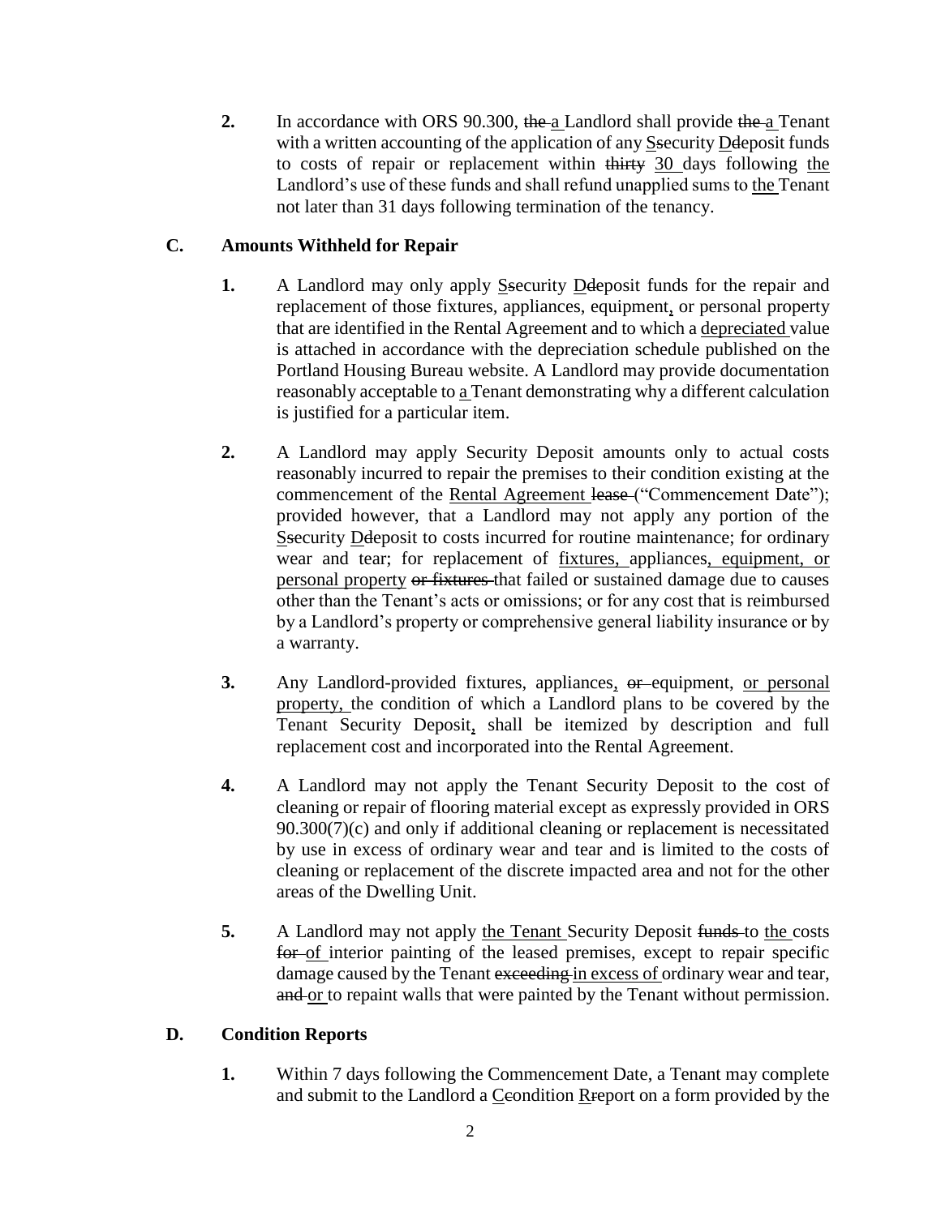**2.** In accordance with ORS 90.300, ~~the~~ <u>a</u> Landlord shall provide ~~the~~ <u>a</u> Tenant with a written accounting of the application of any <u>S</u>~~s~~ecurity <u>D</u>~~d~~eposit funds to costs of repair or replacement within ~~thirty~~ <u>30</u> days following <u>the</u> Landlord's use of these funds and shall refund unapplied sums to <u>the</u> Tenant not later than 31 days following termination of the tenancy.

## C. Amounts Withheld for Repair

**1.** A Landlord may only apply <u>S</u>~~s~~ecurity <u>D</u>~~d~~eposit funds for the repair and replacement of those fixtures, appliances, equipment<u>,</u> or personal property that are identified in the Rental Agreement and to which a <u>depreciated</u> value is attached in accordance with the depreciation schedule published on the Portland Housing Bureau website. A Landlord may provide documentation reasonably acceptable to <u>a</u> Tenant demonstrating why a different calculation is justified for a particular item.

**2.** A Landlord may apply Security Deposit amounts only to actual costs reasonably incurred to repair the premises to their condition existing at the commencement of the <u>Rental Agreement</u> ~~lease~~ ("Commencement Date"); provided however, that a Landlord may not apply any portion of the <u>S</u>~~s~~ecurity <u>D</u>~~d~~eposit to costs incurred for routine maintenance; for ordinary wear and tear; for replacement of <u>fixtures,</u> appliances<u>, equipment, or personal property</u> ~~or fixtures~~ that failed or sustained damage due to causes other than the Tenant's acts or omissions; or for any cost that is reimbursed by a Landlord's property or comprehensive general liability insurance or by a warranty.

**3.** Any Landlord-provided fixtures, appliances<u>,</u> ~~or~~ equipment, <u>or personal property,</u> the condition of which a Landlord plans to be covered by the Tenant Security Deposit<u>,</u> shall be itemized by description and full replacement cost and incorporated into the Rental Agreement.

**4.** A Landlord may not apply the Tenant Security Deposit to the cost of cleaning or repair of flooring material except as expressly provided in ORS 90.300(7)(c) and only if additional cleaning or replacement is necessitated by use in excess of ordinary wear and tear and is limited to the costs of cleaning or replacement of the discrete impacted area and not for the other areas of the Dwelling Unit.

**5.** A Landlord may not apply <u>the Tenant</u> Security Deposit ~~funds~~ to <u>the</u> costs ~~for~~ <u>of</u> interior painting of the leased premises, except to repair specific damage caused by the Tenant ~~exceeding~~ <u>in excess of</u> ordinary wear and tear, ~~and~~ <u>or</u> to repaint walls that were painted by the Tenant without permission.

## D. Condition Reports

**1.** Within 7 days following the Commencement Date, a Tenant may complete and submit to the Landlord a <u>C</u>~~c~~ondition <u>R</u>~~r~~eport on a form provided by the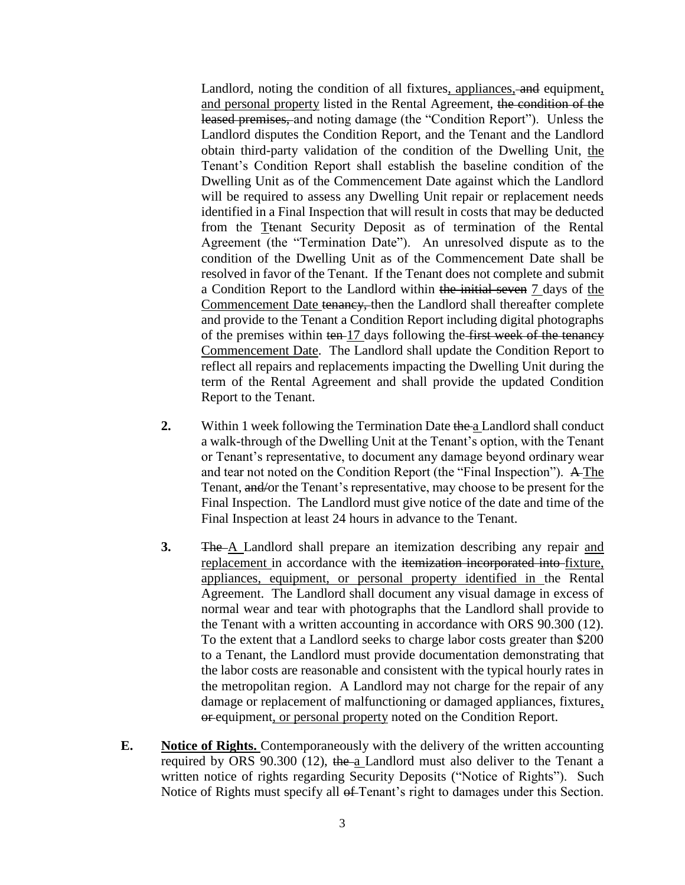Landlord, noting the condition of all fixtures<u>, appliances,</u> ~~and~~ equipment<u>, and personal property</u> listed in the Rental Agreement, ~~the condition of the leased premises,~~ and noting damage (the "Condition Report"). Unless the Landlord disputes the Condition Report, and the Tenant and the Landlord obtain third-party validation of the condition of the Dwelling Unit, <u>the</u> Tenant's Condition Report shall establish the baseline condition of the Dwelling Unit as of the Commencement Date against which the Landlord will be required to assess any Dwelling Unit repair or replacement needs identified in a Final Inspection that will result in costs that may be deducted from the <u>T</u>~~t~~enant Security Deposit as of termination of the Rental Agreement (the "Termination Date"). An unresolved dispute as to the condition of the Dwelling Unit as of the Commencement Date shall be resolved in favor of the Tenant. If the Tenant does not complete and submit a Condition Report to the Landlord within ~~the initial seven~~ <u>7</u> days of <u>the Commencement Date</u> ~~tenancy,~~ then the Landlord shall thereafter complete and provide to the Tenant a Condition Report including digital photographs of the premises within ~~ten~~ <u>17</u> days following the ~~first week of the tenancy~~ <u>Commencement Date</u>. The Landlord shall update the Condition Report to reflect all repairs and replacements impacting the Dwelling Unit during the term of the Rental Agreement and shall provide the updated Condition Report to the Tenant.

**2.** Within 1 week following the Termination Date ~~the~~ <u>a</u> Landlord shall conduct a walk-through of the Dwelling Unit at the Tenant's option, with the Tenant or Tenant's representative, to document any damage beyond ordinary wear and tear not noted on the Condition Report (the "Final Inspection"). ~~A~~ <u>The</u> Tenant, ~~and~~/or the Tenant's representative, may choose to be present for the Final Inspection. The Landlord must give notice of the date and time of the Final Inspection at least 24 hours in advance to the Tenant.

**3.** ~~The~~ <u>A</u> Landlord shall prepare an itemization describing any repair <u>and replacement</u> in accordance with the ~~itemization incorporated into~~ <u>fixture, appliances, equipment, or personal property identified in</u> the Rental Agreement. The Landlord shall document any visual damage in excess of normal wear and tear with photographs that the Landlord shall provide to the Tenant with a written accounting in accordance with ORS 90.300 (12). To the extent that a Landlord seeks to charge labor costs greater than $200 to a Tenant, the Landlord must provide documentation demonstrating that the labor costs are reasonable and consistent with the typical hourly rates in the metropolitan region. A Landlord may not charge for the repair of any damage or replacement of malfunctioning or damaged appliances, fixtures<u>,</u> ~~or~~ equipment<u>, or personal property</u> noted on the Condition Report.

**E.** **<u>Notice of Rights.</u>** Contemporaneously with the delivery of the written accounting required by ORS 90.300 (12), ~~the~~ <u>a</u> Landlord must also deliver to the Tenant a written notice of rights regarding Security Deposits ("Notice of Rights"). Such Notice of Rights must specify all ~~of~~ Tenant's right to damages under this Section.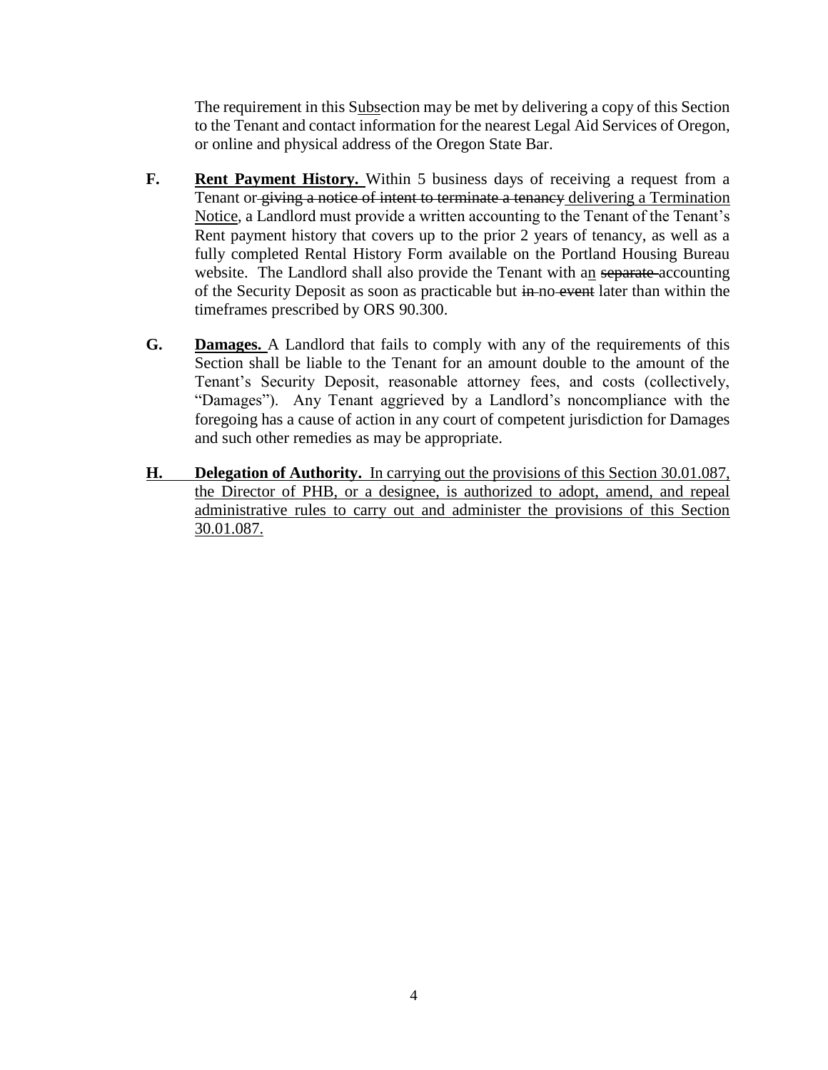The requirement in this Subsection may be met by delivering a copy of this Section to the Tenant and contact information for the nearest Legal Aid Services of Oregon, or online and physical address of the Oregon State Bar.

**F. Rent Payment History.** Within 5 business days of receiving a request from a Tenant or ~~giving a notice of intent to terminate a tenancy~~ delivering a Termination Notice, a Landlord must provide a written accounting to the Tenant of the Tenant's Rent payment history that covers up to the prior 2 years of tenancy, as well as a fully completed Rental History Form available on the Portland Housing Bureau website. The Landlord shall also provide the Tenant with an ~~separate~~ accounting of the Security Deposit as soon as practicable but ~~in~~ no ~~event~~ later than within the timeframes prescribed by ORS 90.300.

**G. Damages.** A Landlord that fails to comply with any of the requirements of this Section shall be liable to the Tenant for an amount double to the amount of the Tenant's Security Deposit, reasonable attorney fees, and costs (collectively, "Damages"). Any Tenant aggrieved by a Landlord's noncompliance with the foregoing has a cause of action in any court of competent jurisdiction for Damages and such other remedies as may be appropriate.

**H. Delegation of Authority.** In carrying out the provisions of this Section 30.01.087, the Director of PHB, or a designee, is authorized to adopt, amend, and repeal administrative rules to carry out and administer the provisions of this Section 30.01.087.